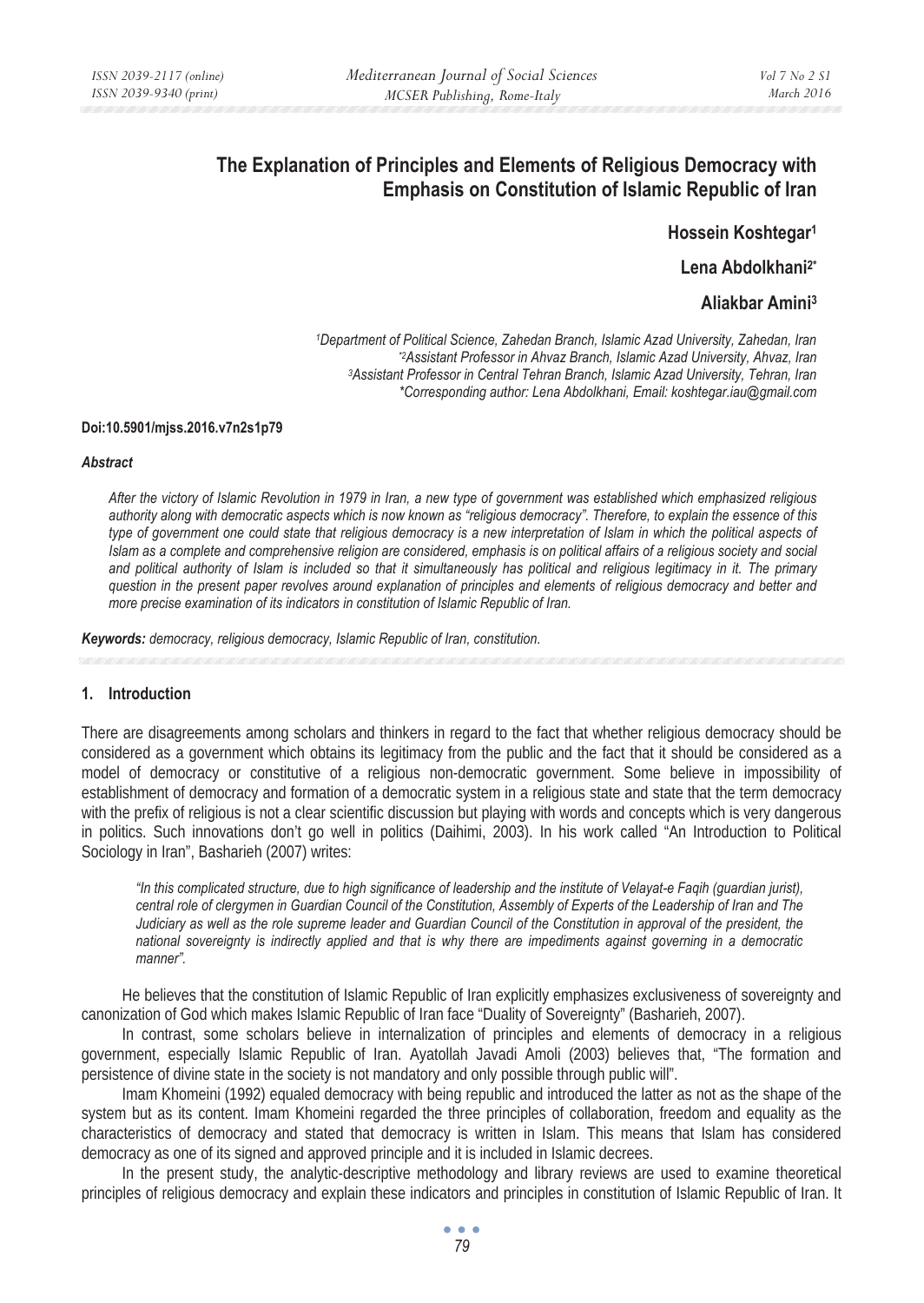# The Explanation of Principles and Elements of Religious Democracy with Emphasis on Constitution of Islamic Republic of Iran

**Hossein Koshtegar[1]**

**Lena Abdolkhani[2*]**

**Aliakbar Amini[3]**

*[1]Department of Political Science, Zahedan Branch, Islamic Azad University, Zahedan, Iran*
*[*2]Assistant Professor in Ahvaz Branch, Islamic Azad University, Ahvaz, Iran*
*[3]Assistant Professor in Central Tehran Branch, Islamic Azad University, Tehran, Iran*
*\*Corresponding author: Lena Abdolkhani, Email: koshtegar.iau@gmail.com*

**Doi:10.5901/mjss.2016.v7n2s1p79**

### *Abstract*

*After the victory of Islamic Revolution in 1979 in Iran, a new type of government was established which emphasized religious authority along with democratic aspects which is now known as "religious democracy". Therefore, to explain the essence of this type of government one could state that religious democracy is a new interpretation of Islam in which the political aspects of Islam as a complete and comprehensive religion are considered, emphasis is on political affairs of a religious society and social and political authority of Islam is included so that it simultaneously has political and religious legitimacy in it. The primary question in the present paper revolves around explanation of principles and elements of religious democracy and better and more precise examination of its indicators in constitution of Islamic Republic of Iran.*

***Keywords:** democracy, religious democracy, Islamic Republic of Iran, constitution.*

## 1. Introduction

There are disagreements among scholars and thinkers in regard to the fact that whether religious democracy should be considered as a government which obtains its legitimacy from the public and the fact that it should be considered as a model of democracy or constitutive of a religious non-democratic government. Some believe in impossibility of establishment of democracy and formation of a democratic system in a religious state and state that the term democracy with the prefix of religious is not a clear scientific discussion but playing with words and concepts which is very dangerous in politics. Such innovations don't go well in politics (Daihimi, 2003). In his work called "An Introduction to Political Sociology in Iran", Basharieh (2007) writes:

> *"In this complicated structure, due to high significance of leadership and the institute of Velayat-e Faqih (guardian jurist), central role of clergymen in Guardian Council of the Constitution, Assembly of Experts of the Leadership of Iran and The Judiciary as well as the role supreme leader and Guardian Council of the Constitution in approval of the president, the national sovereignty is indirectly applied and that is why there are impediments against governing in a democratic manner".*

He believes that the constitution of Islamic Republic of Iran explicitly emphasizes exclusiveness of sovereignty and canonization of God which makes Islamic Republic of Iran face "Duality of Sovereignty" (Basharieh, 2007).

In contrast, some scholars believe in internalization of principles and elements of democracy in a religious government, especially Islamic Republic of Iran. Ayatollah Javadi Amoli (2003) believes that, "The formation and persistence of divine state in the society is not mandatory and only possible through public will".

Imam Khomeini (1992) equaled democracy with being republic and introduced the latter as not as the shape of the system but as its content. Imam Khomeini regarded the three principles of collaboration, freedom and equality as the characteristics of democracy and stated that democracy is written in Islam. This means that Islam has considered democracy as one of its signed and approved principle and it is included in Islamic decrees.

In the present study, the analytic-descriptive methodology and library reviews are used to examine theoretical principles of religious democracy and explain these indicators and principles in constitution of Islamic Republic of Iran. It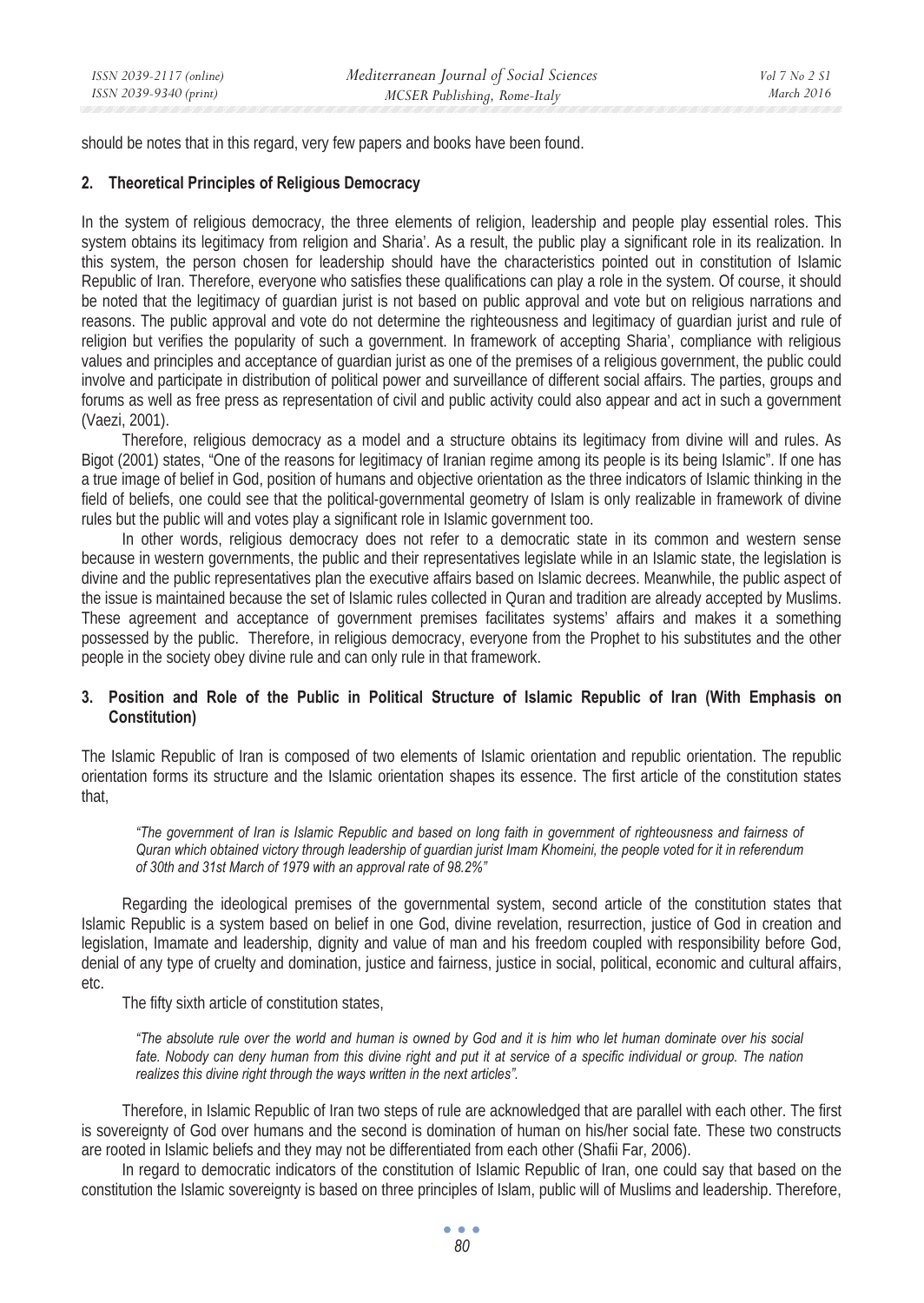should be notes that in this regard, very few papers and books have been found.

## 2. Theoretical Principles of Religious Democracy

In the system of religious democracy, the three elements of religion, leadership and people play essential roles. This system obtains its legitimacy from religion and Sharia'. As a result, the public play a significant role in its realization. In this system, the person chosen for leadership should have the characteristics pointed out in constitution of Islamic Republic of Iran. Therefore, everyone who satisfies these qualifications can play a role in the system. Of course, it should be noted that the legitimacy of guardian jurist is not based on public approval and vote but on religious narrations and reasons. The public approval and vote do not determine the righteousness and legitimacy of guardian jurist and rule of religion but verifies the popularity of such a government. In framework of accepting Sharia', compliance with religious values and principles and acceptance of guardian jurist as one of the premises of a religious government, the public could involve and participate in distribution of political power and surveillance of different social affairs. The parties, groups and forums as well as free press as representation of civil and public activity could also appear and act in such a government (Vaezi, 2001).

Therefore, religious democracy as a model and a structure obtains its legitimacy from divine will and rules. As Bigot (2001) states, "One of the reasons for legitimacy of Iranian regime among its people is its being Islamic". If one has a true image of belief in God, position of humans and objective orientation as the three indicators of Islamic thinking in the field of beliefs, one could see that the political-governmental geometry of Islam is only realizable in framework of divine rules but the public will and votes play a significant role in Islamic government too.

In other words, religious democracy does not refer to a democratic state in its common and western sense because in western governments, the public and their representatives legislate while in an Islamic state, the legislation is divine and the public representatives plan the executive affairs based on Islamic decrees. Meanwhile, the public aspect of the issue is maintained because the set of Islamic rules collected in Quran and tradition are already accepted by Muslims. These agreement and acceptance of government premises facilitates systems' affairs and makes it a something possessed by the public. Therefore, in religious democracy, everyone from the Prophet to his substitutes and the other people in the society obey divine rule and can only rule in that framework.

## 3. Position and Role of the Public in Political Structure of Islamic Republic of Iran (With Emphasis on Constitution)

The Islamic Republic of Iran is composed of two elements of Islamic orientation and republic orientation. The republic orientation forms its structure and the Islamic orientation shapes its essence. The first article of the constitution states that,

> *"The government of Iran is Islamic Republic and based on long faith in government of righteousness and fairness of Quran which obtained victory through leadership of guardian jurist Imam Khomeini, the people voted for it in referendum of 30th and 31st March of 1979 with an approval rate of 98.2%"*

Regarding the ideological premises of the governmental system, second article of the constitution states that Islamic Republic is a system based on belief in one God, divine revelation, resurrection, justice of God in creation and legislation, Imamate and leadership, dignity and value of man and his freedom coupled with responsibility before God, denial of any type of cruelty and domination, justice and fairness, justice in social, political, economic and cultural affairs, etc.

The fifty sixth article of constitution states,

> *"The absolute rule over the world and human is owned by God and it is him who let human dominate over his social fate. Nobody can deny human from this divine right and put it at service of a specific individual or group. The nation realizes this divine right through the ways written in the next articles".*

Therefore, in Islamic Republic of Iran two steps of rule are acknowledged that are parallel with each other. The first is sovereignty of God over humans and the second is domination of human on his/her social fate. These two constructs are rooted in Islamic beliefs and they may not be differentiated from each other (Shafii Far, 2006).

In regard to democratic indicators of the constitution of Islamic Republic of Iran, one could say that based on the constitution the Islamic sovereignty is based on three principles of Islam, public will of Muslims and leadership. Therefore,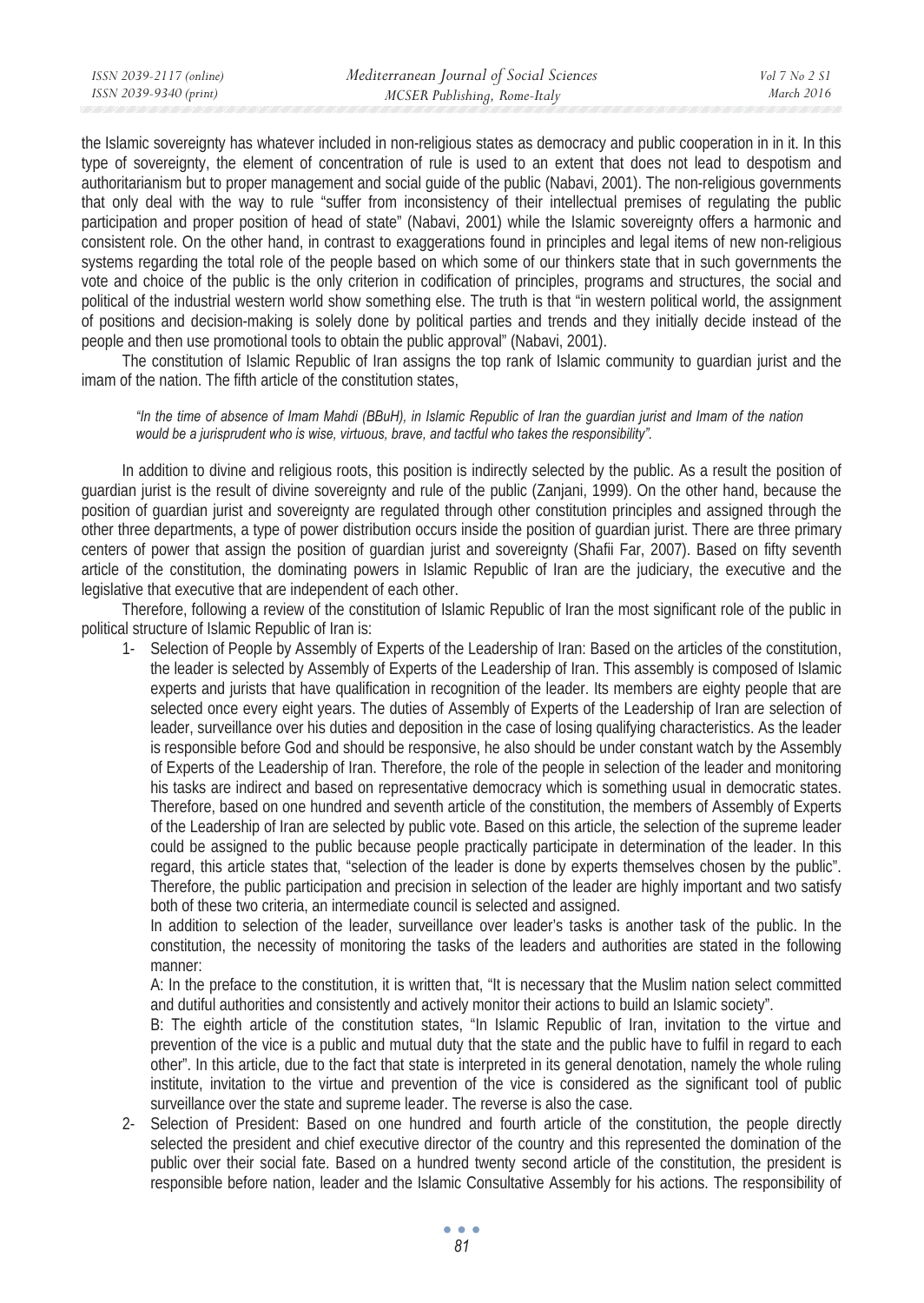the Islamic sovereignty has whatever included in non-religious states as democracy and public cooperation in in it. In this type of sovereignty, the element of concentration of rule is used to an extent that does not lead to despotism and authoritarianism but to proper management and social guide of the public (Nabavi, 2001). The non-religious governments that only deal with the way to rule "suffer from inconsistency of their intellectual premises of regulating the public participation and proper position of head of state" (Nabavi, 2001) while the Islamic sovereignty offers a harmonic and consistent role. On the other hand, in contrast to exaggerations found in principles and legal items of new non-religious systems regarding the total role of the people based on which some of our thinkers state that in such governments the vote and choice of the public is the only criterion in codification of principles, programs and structures, the social and political of the industrial western world show something else. The truth is that "in western political world, the assignment of positions and decision-making is solely done by political parties and trends and they initially decide instead of the people and then use promotional tools to obtain the public approval" (Nabavi, 2001).

The constitution of Islamic Republic of Iran assigns the top rank of Islamic community to guardian jurist and the imam of the nation. The fifth article of the constitution states,

> *"In the time of absence of Imam Mahdi (BBuH), in Islamic Republic of Iran the guardian jurist and Imam of the nation would be a jurisprudent who is wise, virtuous, brave, and tactful who takes the responsibility".*

In addition to divine and religious roots, this position is indirectly selected by the public. As a result the position of guardian jurist is the result of divine sovereignty and rule of the public (Zanjani, 1999). On the other hand, because the position of guardian jurist and sovereignty are regulated through other constitution principles and assigned through the other three departments, a type of power distribution occurs inside the position of guardian jurist. There are three primary centers of power that assign the position of guardian jurist and sovereignty (Shafii Far, 2007). Based on fifty seventh article of the constitution, the dominating powers in Islamic Republic of Iran are the judiciary, the executive and the legislative that executive that are independent of each other.

Therefore, following a review of the constitution of Islamic Republic of Iran the most significant role of the public in political structure of Islamic Republic of Iran is:

1- Selection of People by Assembly of Experts of the Leadership of Iran: Based on the articles of the constitution, the leader is selected by Assembly of Experts of the Leadership of Iran. This assembly is composed of Islamic experts and jurists that have qualification in recognition of the leader. Its members are eighty people that are selected once every eight years. The duties of Assembly of Experts of the Leadership of Iran are selection of leader, surveillance over his duties and deposition in the case of losing qualifying characteristics. As the leader is responsible before God and should be responsive, he also should be under constant watch by the Assembly of Experts of the Leadership of Iran. Therefore, the role of the people in selection of the leader and monitoring his tasks are indirect and based on representative democracy which is something usual in democratic states. Therefore, based on one hundred and seventh article of the constitution, the members of Assembly of Experts of the Leadership of Iran are selected by public vote. Based on this article, the selection of the supreme leader could be assigned to the public because people practically participate in determination of the leader. In this regard, this article states that, "selection of the leader is done by experts themselves chosen by the public". Therefore, the public participation and precision in selection of the leader are highly important and two satisfy both of these two criteria, an intermediate council is selected and assigned.

   In addition to selection of the leader, surveillance over leader's tasks is another task of the public. In the constitution, the necessity of monitoring the tasks of the leaders and authorities are stated in the following manner:

   A: In the preface to the constitution, it is written that, "It is necessary that the Muslim nation select committed and dutiful authorities and consistently and actively monitor their actions to build an Islamic society".

   B: The eighth article of the constitution states, "In Islamic Republic of Iran, invitation to the virtue and prevention of the vice is a public and mutual duty that the state and the public have to fulfil in regard to each other". In this article, due to the fact that state is interpreted in its general denotation, namely the whole ruling institute, invitation to the virtue and prevention of the vice is considered as the significant tool of public surveillance over the state and supreme leader. The reverse is also the case.

2- Selection of President: Based on one hundred and fourth article of the constitution, the people directly selected the president and chief executive director of the country and this represented the domination of the public over their social fate. Based on a hundred twenty second article of the constitution, the president is responsible before nation, leader and the Islamic Consultative Assembly for his actions. The responsibility of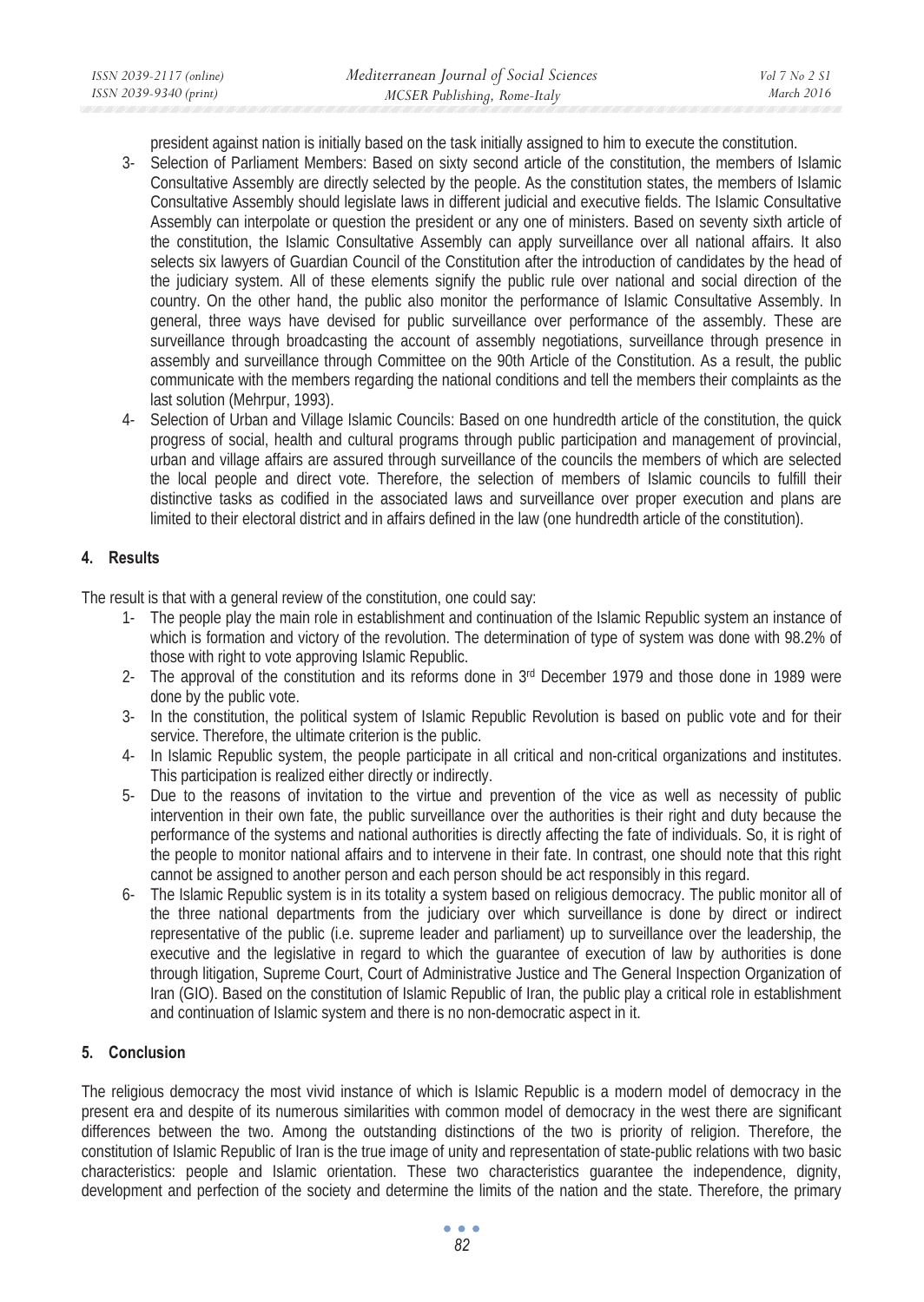president against nation is initially based on the task initially assigned to him to execute the constitution.

3- Selection of Parliament Members: Based on sixty second article of the constitution, the members of Islamic Consultative Assembly are directly selected by the people. As the constitution states, the members of Islamic Consultative Assembly should legislate laws in different judicial and executive fields. The Islamic Consultative Assembly can interpolate or question the president or any one of ministers. Based on seventy sixth article of the constitution, the Islamic Consultative Assembly can apply surveillance over all national affairs. It also selects six lawyers of Guardian Council of the Constitution after the introduction of candidates by the head of the judiciary system. All of these elements signify the public rule over national and social direction of the country. On the other hand, the public also monitor the performance of Islamic Consultative Assembly. In general, three ways have devised for public surveillance over performance of the assembly. These are surveillance through broadcasting the account of assembly negotiations, surveillance through presence in assembly and surveillance through Committee on the 90th Article of the Constitution. As a result, the public communicate with the members regarding the national conditions and tell the members their complaints as the last solution (Mehrpur, 1993).

4- Selection of Urban and Village Islamic Councils: Based on one hundredth article of the constitution, the quick progress of social, health and cultural programs through public participation and management of provincial, urban and village affairs are assured through surveillance of the councils the members of which are selected the local people and direct vote. Therefore, the selection of members of Islamic councils to fulfill their distinctive tasks as codified in the associated laws and surveillance over proper execution and plans are limited to their electoral district and in affairs defined in the law (one hundredth article of the constitution).

## 4. Results

The result is that with a general review of the constitution, one could say:

1- The people play the main role in establishment and continuation of the Islamic Republic system an instance of which is formation and victory of the revolution. The determination of type of system was done with 98.2% of those with right to vote approving Islamic Republic.

2- The approval of the constitution and its reforms done in 3rd December 1979 and those done in 1989 were done by the public vote.

3- In the constitution, the political system of Islamic Republic Revolution is based on public vote and for their service. Therefore, the ultimate criterion is the public.

4- In Islamic Republic system, the people participate in all critical and non-critical organizations and institutes. This participation is realized either directly or indirectly.

5- Due to the reasons of invitation to the virtue and prevention of the vice as well as necessity of public intervention in their own fate, the public surveillance over the authorities is their right and duty because the performance of the systems and national authorities is directly affecting the fate of individuals. So, it is right of the people to monitor national affairs and to intervene in their fate. In contrast, one should note that this right cannot be assigned to another person and each person should be act responsibly in this regard.

6- The Islamic Republic system is in its totality a system based on religious democracy. The public monitor all of the three national departments from the judiciary over which surveillance is done by direct or indirect representative of the public (i.e. supreme leader and parliament) up to surveillance over the leadership, the executive and the legislative in regard to which the guarantee of execution of law by authorities is done through litigation, Supreme Court, Court of Administrative Justice and The General Inspection Organization of Iran (GIO). Based on the constitution of Islamic Republic of Iran, the public play a critical role in establishment and continuation of Islamic system and there is no non-democratic aspect in it.

## 5. Conclusion

The religious democracy the most vivid instance of which is Islamic Republic is a modern model of democracy in the present era and despite of its numerous similarities with common model of democracy in the west there are significant differences between the two. Among the outstanding distinctions of the two is priority of religion. Therefore, the constitution of Islamic Republic of Iran is the true image of unity and representation of state-public relations with two basic characteristics: people and Islamic orientation. These two characteristics guarantee the independence, dignity, development and perfection of the society and determine the limits of the nation and the state. Therefore, the primary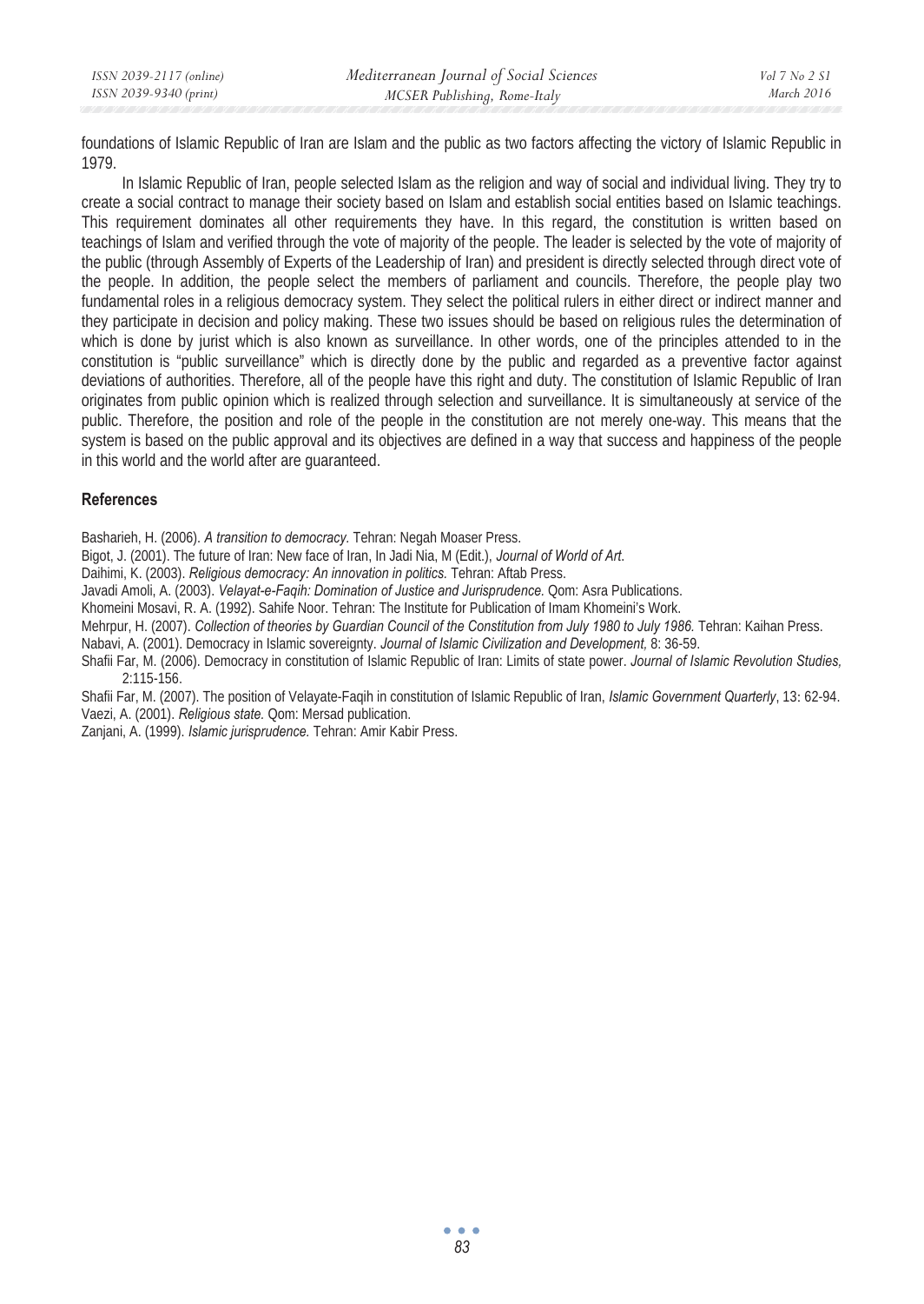foundations of Islamic Republic of Iran are Islam and the public as two factors affecting the victory of Islamic Republic in 1979.

In Islamic Republic of Iran, people selected Islam as the religion and way of social and individual living. They try to create a social contract to manage their society based on Islam and establish social entities based on Islamic teachings. This requirement dominates all other requirements they have. In this regard, the constitution is written based on teachings of Islam and verified through the vote of majority of the people. The leader is selected by the vote of majority of the public (through Assembly of Experts of the Leadership of Iran) and president is directly selected through direct vote of the people. In addition, the people select the members of parliament and councils. Therefore, the people play two fundamental roles in a religious democracy system. They select the political rulers in either direct or indirect manner and they participate in decision and policy making. These two issues should be based on religious rules the determination of which is done by jurist which is also known as surveillance. In other words, one of the principles attended to in the constitution is "public surveillance" which is directly done by the public and regarded as a preventive factor against deviations of authorities. Therefore, all of the people have this right and duty. The constitution of Islamic Republic of Iran originates from public opinion which is realized through selection and surveillance. It is simultaneously at service of the public. Therefore, the position and role of the people in the constitution are not merely one-way. This means that the system is based on the public approval and its objectives are defined in a way that success and happiness of the people in this world and the world after are guaranteed.

## References

Basharieh, H. (2006). *A transition to democracy.* Tehran: Negah Moaser Press.

Bigot, J. (2001). The future of Iran: New face of Iran, In Jadi Nia, M (Edit.), *Journal of World of Art.*

Daihimi, K. (2003). *Religious democracy: An innovation in politics.* Tehran: Aftab Press.

Javadi Amoli, A. (2003). *Velayat-e-Faqih: Domination of Justice and Jurisprudence.* Qom: Asra Publications.

Khomeini Mosavi, R. A. (1992). Sahife Noor. Tehran: The Institute for Publication of Imam Khomeini's Work.

Mehrpur, H. (2007). *Collection of theories by Guardian Council of the Constitution from July 1980 to July 1986.* Tehran: Kaihan Press.

Nabavi, A. (2001). Democracy in Islamic sovereignty. *Journal of Islamic Civilization and Development,* 8: 36-59.

Shafii Far, M. (2006). Democracy in constitution of Islamic Republic of Iran: Limits of state power. *Journal of Islamic Revolution Studies,* 2:115-156.

Shafii Far, M. (2007). The position of Velayate-Faqih in constitution of Islamic Republic of Iran, *Islamic Government Quarterly*, 13: 62-94.

Vaezi, A. (2001). *Religious state.* Qom: Mersad publication.

Zanjani, A. (1999). *Islamic jurisprudence.* Tehran: Amir Kabir Press.